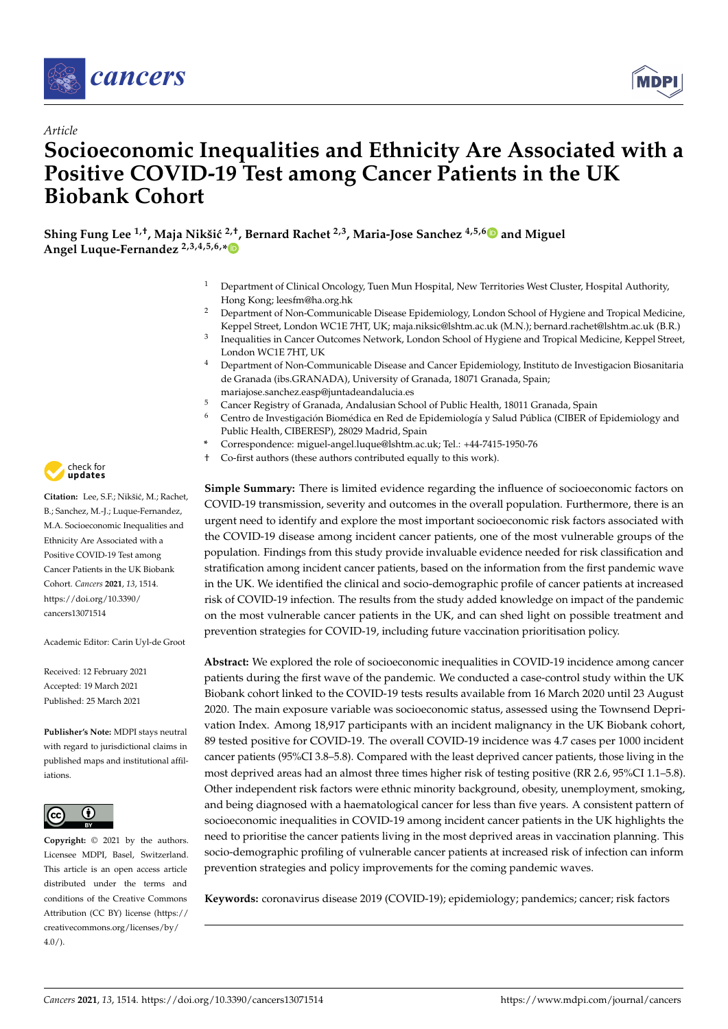*Article*

# Socioeconomic Inequalities and Ethnicity Are Associated with a Positive COVID-19 Test among Cancer Patients in the UK Biobank Cohort

**Shing Fung Lee [1,†], Maja Nikšić [2,†], Bernard Rachet [2,3], Maria-Jose Sanchez [4,5,6] and Miguel Angel Luque-Fernandez [2,3,4,5,6,*]**

1. Department of Clinical Oncology, Tuen Mun Hospital, New Territories West Cluster, Hospital Authority, Hong Kong; leesfm@ha.org.hk
2. Department of Non-Communicable Disease Epidemiology, London School of Hygiene and Tropical Medicine, Keppel Street, London WC1E 7HT, UK; maja.niksic@lshtm.ac.uk (M.N.); bernard.rachet@lshtm.ac.uk (B.R.)
3. Inequalities in Cancer Outcomes Network, London School of Hygiene and Tropical Medicine, Keppel Street, London WC1E 7HT, UK
4. Department of Non-Communicable Disease and Cancer Epidemiology, Instituto de Investigacion Biosanitaria de Granada (ibs.GRANADA), University of Granada, 18071 Granada, Spain; mariajose.sanchez.easp@juntadeandalucia.es
5. Cancer Registry of Granada, Andalusian School of Public Health, 18011 Granada, Spain
6. Centro de Investigación Biomédica en Red de Epidemiología y Salud Pública (CIBER of Epidemiology and Public Health, CIBERESP), 28029 Madrid, Spain

\* Correspondence: miguel-angel.luque@lshtm.ac.uk; Tel.: +44-7415-1950-76

† Co-first authors (these authors contributed equally to this work).

**Citation:** Lee, S.F.; Nikšić, M.; Rachet, B.; Sanchez, M.-J.; Luque-Fernandez, M.A. Socioeconomic Inequalities and Ethnicity Are Associated with a Positive COVID-19 Test among Cancer Patients in the UK Biobank Cohort. *Cancers* **2021**, *13*, 1514. https://doi.org/10.3390/cancers13071514

Academic Editor: Carin Uyl-de Groot

Received: 12 February 2021
Accepted: 19 March 2021
Published: 25 March 2021

**Publisher's Note:** MDPI stays neutral with regard to jurisdictional claims in published maps and institutional affiliations.

**Copyright:** © 2021 by the authors. Licensee MDPI, Basel, Switzerland. This article is an open access article distributed under the terms and conditions of the Creative Commons Attribution (CC BY) license (https://creativecommons.org/licenses/by/4.0/).

**Simple Summary:** There is limited evidence regarding the influence of socioeconomic factors on COVID-19 transmission, severity and outcomes in the overall population. Furthermore, there is an urgent need to identify and explore the most important socioeconomic risk factors associated with the COVID-19 disease among incident cancer patients, one of the most vulnerable groups of the population. Findings from this study provide invaluable evidence needed for risk classification and stratification among incident cancer patients, based on the information from the first pandemic wave in the UK. We identified the clinical and socio-demographic profile of cancer patients at increased risk of COVID-19 infection. The results from the study added knowledge on impact of the pandemic on the most vulnerable cancer patients in the UK, and can shed light on possible treatment and prevention strategies for COVID-19, including future vaccination prioritisation policy.

**Abstract:** We explored the role of socioeconomic inequalities in COVID-19 incidence among cancer patients during the first wave of the pandemic. We conducted a case-control study within the UK Biobank cohort linked to the COVID-19 tests results available from 16 March 2020 until 23 August 2020. The main exposure variable was socioeconomic status, assessed using the Townsend Deprivation Index. Among 18,917 participants with an incident malignancy in the UK Biobank cohort, 89 tested positive for COVID-19. The overall COVID-19 incidence was 4.7 cases per 1000 incident cancer patients (95%CI 3.8–5.8). Compared with the least deprived cancer patients, those living in the most deprived areas had an almost three times higher risk of testing positive (RR 2.6, 95%CI 1.1–5.8). Other independent risk factors were ethnic minority background, obesity, unemployment, smoking, and being diagnosed with a haematological cancer for less than five years. A consistent pattern of socioeconomic inequalities in COVID-19 among incident cancer patients in the UK highlights the need to prioritise the cancer patients living in the most deprived areas in vaccination planning. This socio-demographic profiling of vulnerable cancer patients at increased risk of infection can inform prevention strategies and policy improvements for the coming pandemic waves.

**Keywords:** coronavirus disease 2019 (COVID-19); epidemiology; pandemics; cancer; risk factors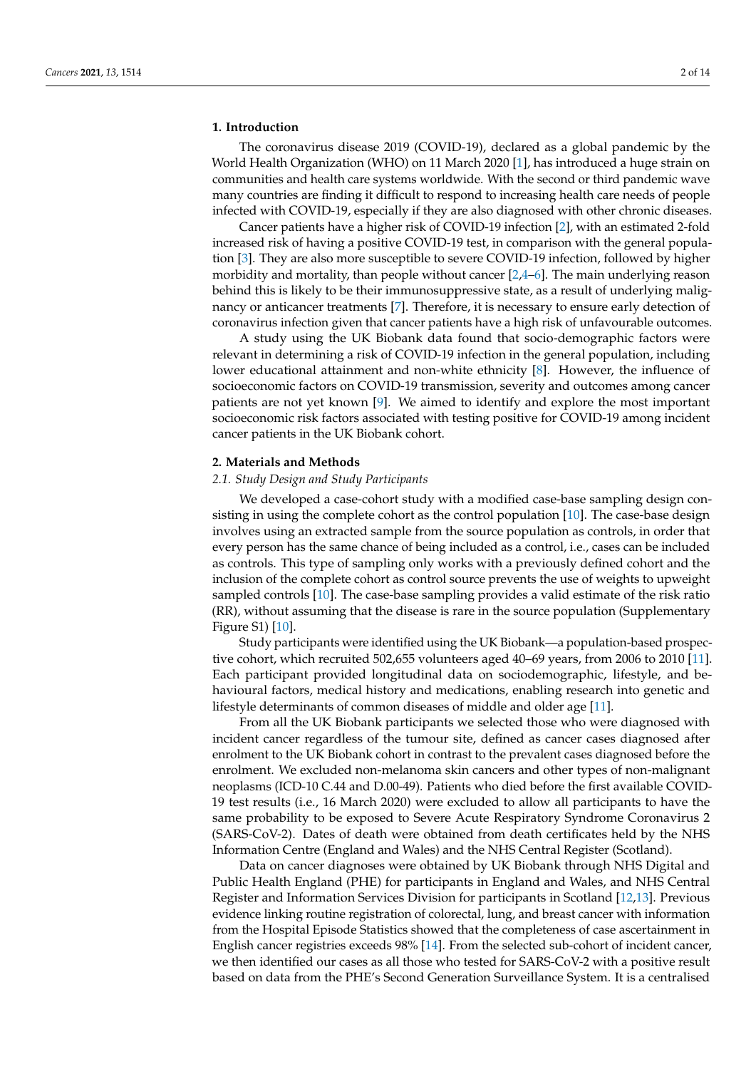## 1. Introduction

The coronavirus disease 2019 (COVID-19), declared as a global pandemic by the World Health Organization (WHO) on 11 March 2020 [1], has introduced a huge strain on communities and health care systems worldwide. With the second or third pandemic wave many countries are finding it difficult to respond to increasing health care needs of people infected with COVID-19, especially if they are also diagnosed with other chronic diseases.

Cancer patients have a higher risk of COVID-19 infection [2], with an estimated 2-fold increased risk of having a positive COVID-19 test, in comparison with the general population [3]. They are also more susceptible to severe COVID-19 infection, followed by higher morbidity and mortality, than people without cancer [2,4–6]. The main underlying reason behind this is likely to be their immunosuppressive state, as a result of underlying malignancy or anticancer treatments [7]. Therefore, it is necessary to ensure early detection of coronavirus infection given that cancer patients have a high risk of unfavourable outcomes.

A study using the UK Biobank data found that socio-demographic factors were relevant in determining a risk of COVID-19 infection in the general population, including lower educational attainment and non-white ethnicity [8]. However, the influence of socioeconomic factors on COVID-19 transmission, severity and outcomes among cancer patients are not yet known [9]. We aimed to identify and explore the most important socioeconomic risk factors associated with testing positive for COVID-19 among incident cancer patients in the UK Biobank cohort.

## 2. Materials and Methods

### *2.1. Study Design and Study Participants*

We developed a case-cohort study with a modified case-base sampling design consisting in using the complete cohort as the control population [10]. The case-base design involves using an extracted sample from the source population as controls, in order that every person has the same chance of being included as a control, i.e., cases can be included as controls. This type of sampling only works with a previously defined cohort and the inclusion of the complete cohort as control source prevents the use of weights to upweight sampled controls [10]. The case-base sampling provides a valid estimate of the risk ratio (RR), without assuming that the disease is rare in the source population (Supplementary Figure S1) [10].

Study participants were identified using the UK Biobank—a population-based prospective cohort, which recruited 502,655 volunteers aged 40–69 years, from 2006 to 2010 [11]. Each participant provided longitudinal data on sociodemographic, lifestyle, and behavioural factors, medical history and medications, enabling research into genetic and lifestyle determinants of common diseases of middle and older age [11].

From all the UK Biobank participants we selected those who were diagnosed with incident cancer regardless of the tumour site, defined as cancer cases diagnosed after enrolment to the UK Biobank cohort in contrast to the prevalent cases diagnosed before the enrolment. We excluded non-melanoma skin cancers and other types of non-malignant neoplasms (ICD-10 C.44 and D.00-49). Patients who died before the first available COVID-19 test results (i.e., 16 March 2020) were excluded to allow all participants to have the same probability to be exposed to Severe Acute Respiratory Syndrome Coronavirus 2 (SARS-CoV-2). Dates of death were obtained from death certificates held by the NHS Information Centre (England and Wales) and the NHS Central Register (Scotland).

Data on cancer diagnoses were obtained by UK Biobank through NHS Digital and Public Health England (PHE) for participants in England and Wales, and NHS Central Register and Information Services Division for participants in Scotland [12,13]. Previous evidence linking routine registration of colorectal, lung, and breast cancer with information from the Hospital Episode Statistics showed that the completeness of case ascertainment in English cancer registries exceeds 98% [14]. From the selected sub-cohort of incident cancer, we then identified our cases as all those who tested for SARS-CoV-2 with a positive result based on data from the PHE's Second Generation Surveillance System. It is a centralised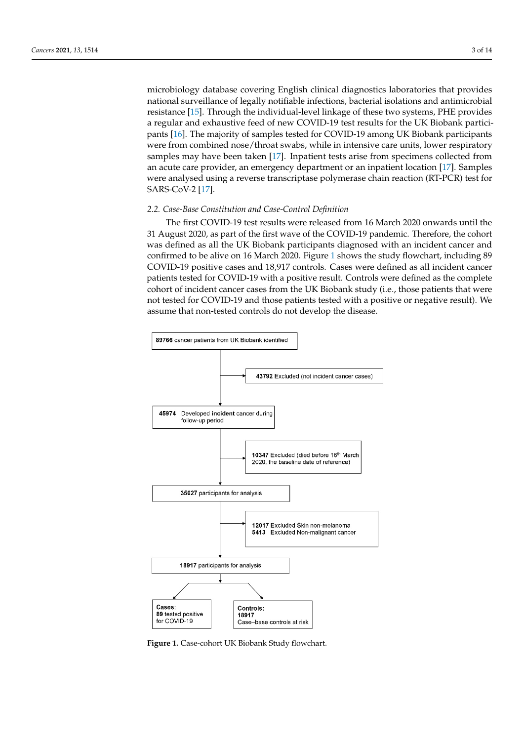microbiology database covering English clinical diagnostics laboratories that provides national surveillance of legally notifiable infections, bacterial isolations and antimicrobial resistance [15]. Through the individual-level linkage of these two systems, PHE provides a regular and exhaustive feed of new COVID-19 test results for the UK Biobank participants [16]. The majority of samples tested for COVID-19 among UK Biobank participants were from combined nose/throat swabs, while in intensive care units, lower respiratory samples may have been taken [17]. Inpatient tests arise from specimens collected from an acute care provider, an emergency department or an inpatient location [17]. Samples were analysed using a reverse transcriptase polymerase chain reaction (RT-PCR) test for SARS-CoV-2 [17].

### 2.2. Case-Base Constitution and Case-Control Definition

The first COVID-19 test results were released from 16 March 2020 onwards until the 31 August 2020, as part of the first wave of the COVID-19 pandemic. Therefore, the cohort was defined as all the UK Biobank participants diagnosed with an incident cancer and confirmed to be alive on 16 March 2020. Figure 1 shows the study flowchart, including 89 COVID-19 positive cases and 18,917 controls. Cases were defined as all incident cancer patients tested for COVID-19 with a positive result. Controls were defined as the complete cohort of incident cancer cases from the UK Biobank study (i.e., those patients that were not tested for COVID-19 and those patients tested with a positive or negative result). We assume that non-tested controls do not develop the disease.

**89766** cancer patients from UK Biobank identified

→ **43792** Excluded (not incident cancer cases)

**45974** Developed **incident** cancer during follow-up period

→ **10347** Excluded (died before 16th March 2020, the baseline date of reference)

**35627** participants for analysis

→ **12017** Excluded Skin non-melanoma
**5413** Excluded Non-malignant cancer

**18917** participants for analysis

**Cases:** **89** tested positive for COVID-19

**Controls:** **18917** Case–base controls at risk

**Figure 1.** Case-cohort UK Biobank Study flowchart.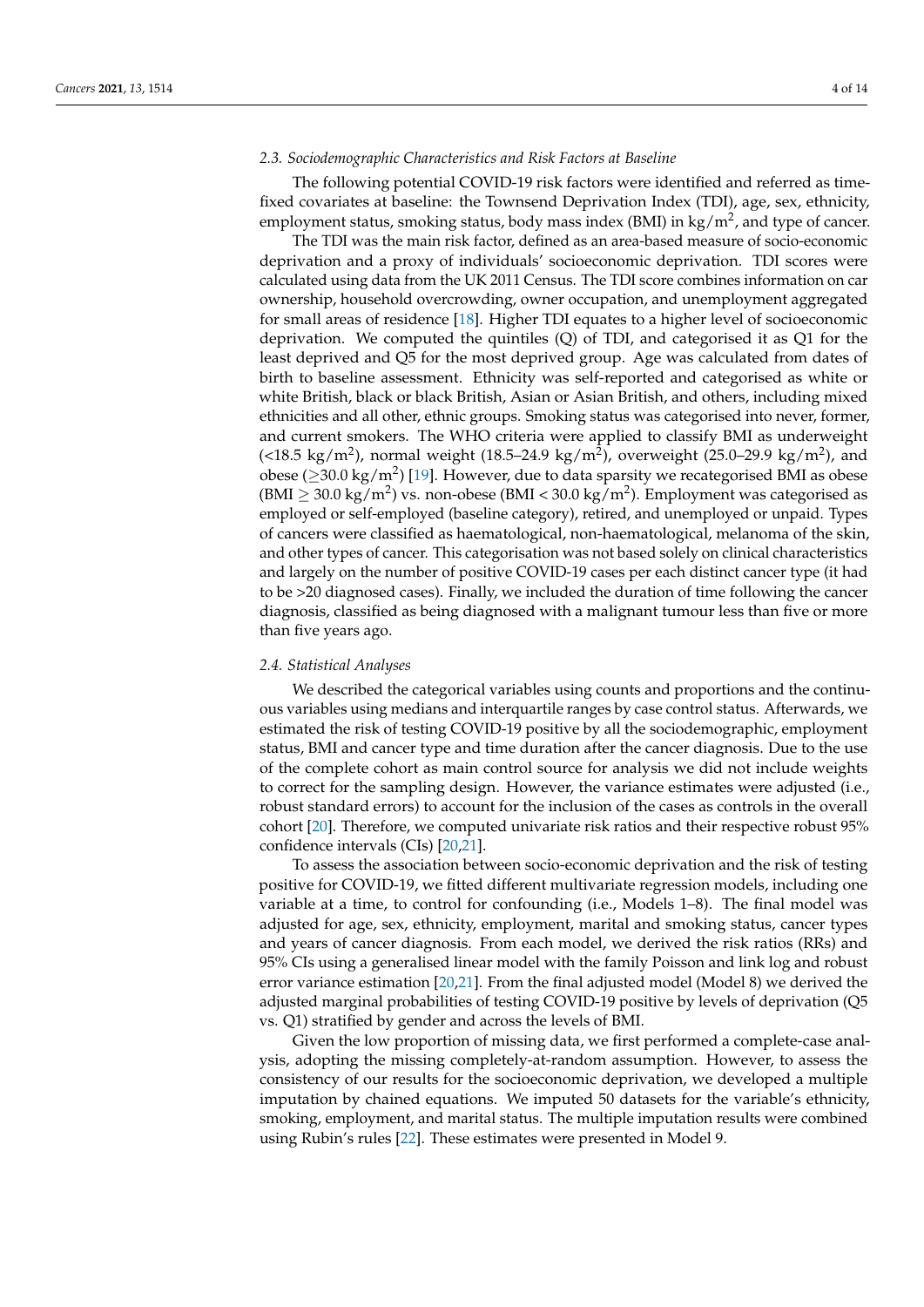### 2.3. Sociodemographic Characteristics and Risk Factors at Baseline

The following potential COVID-19 risk factors were identified and referred as time-fixed covariates at baseline: the Townsend Deprivation Index (TDI), age, sex, ethnicity, employment status, smoking status, body mass index (BMI) in kg/$m^2$, and type of cancer.

The TDI was the main risk factor, defined as an area-based measure of socio-economic deprivation and a proxy of individuals' socioeconomic deprivation. TDI scores were calculated using data from the UK 2011 Census. The TDI score combines information on car ownership, household overcrowding, owner occupation, and unemployment aggregated for small areas of residence [18]. Higher TDI equates to a higher level of socioeconomic deprivation. We computed the quintiles (Q) of TDI, and categorised it as Q1 for the least deprived and Q5 for the most deprived group. Age was calculated from dates of birth to baseline assessment. Ethnicity was self-reported and categorised as white or white British, black or black British, Asian or Asian British, and others, including mixed ethnicities and all other, ethnic groups. Smoking status was categorised into never, former, and current smokers. The WHO criteria were applied to classify BMI as underweight (<18.5 kg/$m^2$), normal weight (18.5–24.9 kg/$m^2$), overweight (25.0–29.9 kg/$m^2$), and obese ($\geq$30.0 kg/$m^2$) [19]. However, due to data sparsity we recategorised BMI as obese (BMI $\geq$ 30.0 kg/$m^2$) vs. non-obese (BMI < 30.0 kg/$m^2$). Employment was categorised as employed or self-employed (baseline category), retired, and unemployed or unpaid. Types of cancers were classified as haematological, non-haematological, melanoma of the skin, and other types of cancer. This categorisation was not based solely on clinical characteristics and largely on the number of positive COVID-19 cases per each distinct cancer type (it had to be >20 diagnosed cases). Finally, we included the duration of time following the cancer diagnosis, classified as being diagnosed with a malignant tumour less than five or more than five years ago.

### 2.4. Statistical Analyses

We described the categorical variables using counts and proportions and the continuous variables using medians and interquartile ranges by case control status. Afterwards, we estimated the risk of testing COVID-19 positive by all the sociodemographic, employment status, BMI and cancer type and time duration after the cancer diagnosis. Due to the use of the complete cohort as main control source for analysis we did not include weights to correct for the sampling design. However, the variance estimates were adjusted (i.e., robust standard errors) to account for the inclusion of the cases as controls in the overall cohort [20]. Therefore, we computed univariate risk ratios and their respective robust 95% confidence intervals (CIs) [20,21].

To assess the association between socio-economic deprivation and the risk of testing positive for COVID-19, we fitted different multivariate regression models, including one variable at a time, to control for confounding (i.e., Models 1–8). The final model was adjusted for age, sex, ethnicity, employment, marital and smoking status, cancer types and years of cancer diagnosis. From each model, we derived the risk ratios (RRs) and 95% CIs using a generalised linear model with the family Poisson and link log and robust error variance estimation [20,21]. From the final adjusted model (Model 8) we derived the adjusted marginal probabilities of testing COVID-19 positive by levels of deprivation (Q5 vs. Q1) stratified by gender and across the levels of BMI.

Given the low proportion of missing data, we first performed a complete-case analysis, adopting the missing completely-at-random assumption. However, to assess the consistency of our results for the socioeconomic deprivation, we developed a multiple imputation by chained equations. We imputed 50 datasets for the variable's ethnicity, smoking, employment, and marital status. The multiple imputation results were combined using Rubin's rules [22]. These estimates were presented in Model 9.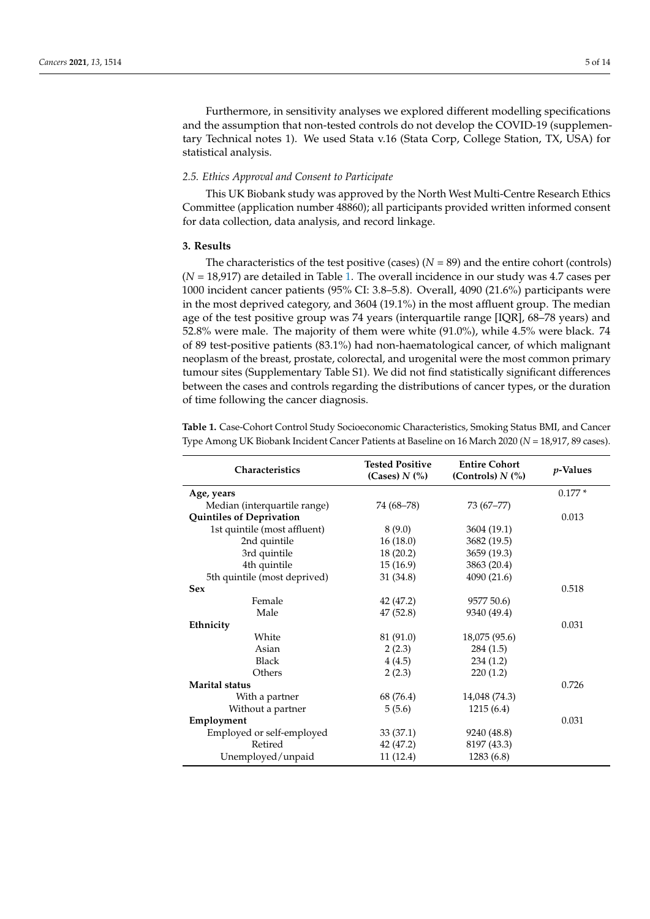Furthermore, in sensitivity analyses we explored different modelling specifications and the assumption that non-tested controls do not develop the COVID-19 (supplementary Technical notes 1). We used Stata v.16 (Stata Corp, College Station, TX, USA) for statistical analysis.

### 2.5. Ethics Approval and Consent to Participate

This UK Biobank study was approved by the North West Multi-Centre Research Ethics Committee (application number 48860); all participants provided written informed consent for data collection, data analysis, and record linkage.

## 3. Results

The characteristics of the test positive (cases) ($N$ = 89) and the entire cohort (controls) ($N$ = 18,917) are detailed in Table 1. The overall incidence in our study was 4.7 cases per 1000 incident cancer patients (95% CI: 3.8–5.8). Overall, 4090 (21.6%) participants were in the most deprived category, and 3604 (19.1%) in the most affluent group. The median age of the test positive group was 74 years (interquartile range [IQR], 68–78 years) and 52.8% were male. The majority of them were white (91.0%), while 4.5% were black. 74 of 89 test-positive patients (83.1%) had non-haematological cancer, of which malignant neoplasm of the breast, prostate, colorectal, and urogenital were the most common primary tumour sites (Supplementary Table S1). We did not find statistically significant differences between the cases and controls regarding the distributions of cancer types, or the duration of time following the cancer diagnosis.

**Table 1.** Case-Cohort Control Study Socioeconomic Characteristics, Smoking Status BMI, and Cancer Type Among UK Biobank Incident Cancer Patients at Baseline on 16 March 2020 ($N$ = 18,917, 89 cases).

| Characteristics | Tested Positive (Cases) $N$ (%) | Entire Cohort (Controls) $N$ (%) | $p$-Values |
|---|---|---|---|
| **Age, years** | | | 0.177 * |
| Median (interquartile range) | 74 (68–78) | 73 (67–77) | |
| **Quintiles of Deprivation** | | | 0.013 |
| 1st quintile (most affluent) | 8 (9.0) | 3604 (19.1) | |
| 2nd quintile | 16 (18.0) | 3682 (19.5) | |
| 3rd quintile | 18 (20.2) | 3659 (19.3) | |
| 4th quintile | 15 (16.9) | 3863 (20.4) | |
| 5th quintile (most deprived) | 31 (34.8) | 4090 (21.6) | |
| **Sex** | | | 0.518 |
| Female | 42 (47.2) | 9577 50.6) | |
| Male | 47 (52.8) | 9340 (49.4) | |
| **Ethnicity** | | | 0.031 |
| White | 81 (91.0) | 18,075 (95.6) | |
| Asian | 2 (2.3) | 284 (1.5) | |
| Black | 4 (4.5) | 234 (1.2) | |
| Others | 2 (2.3) | 220 (1.2) | |
| **Marital status** | | | 0.726 |
| With a partner | 68 (76.4) | 14,048 (74.3) | |
| Without a partner | 5 (5.6) | 1215 (6.4) | |
| **Employment** | | | 0.031 |
| Employed or self-employed | 33 (37.1) | 9240 (48.8) | |
| Retired | 42 (47.2) | 8197 (43.3) | |
| Unemployed/unpaid | 11 (12.4) | 1283 (6.8) | |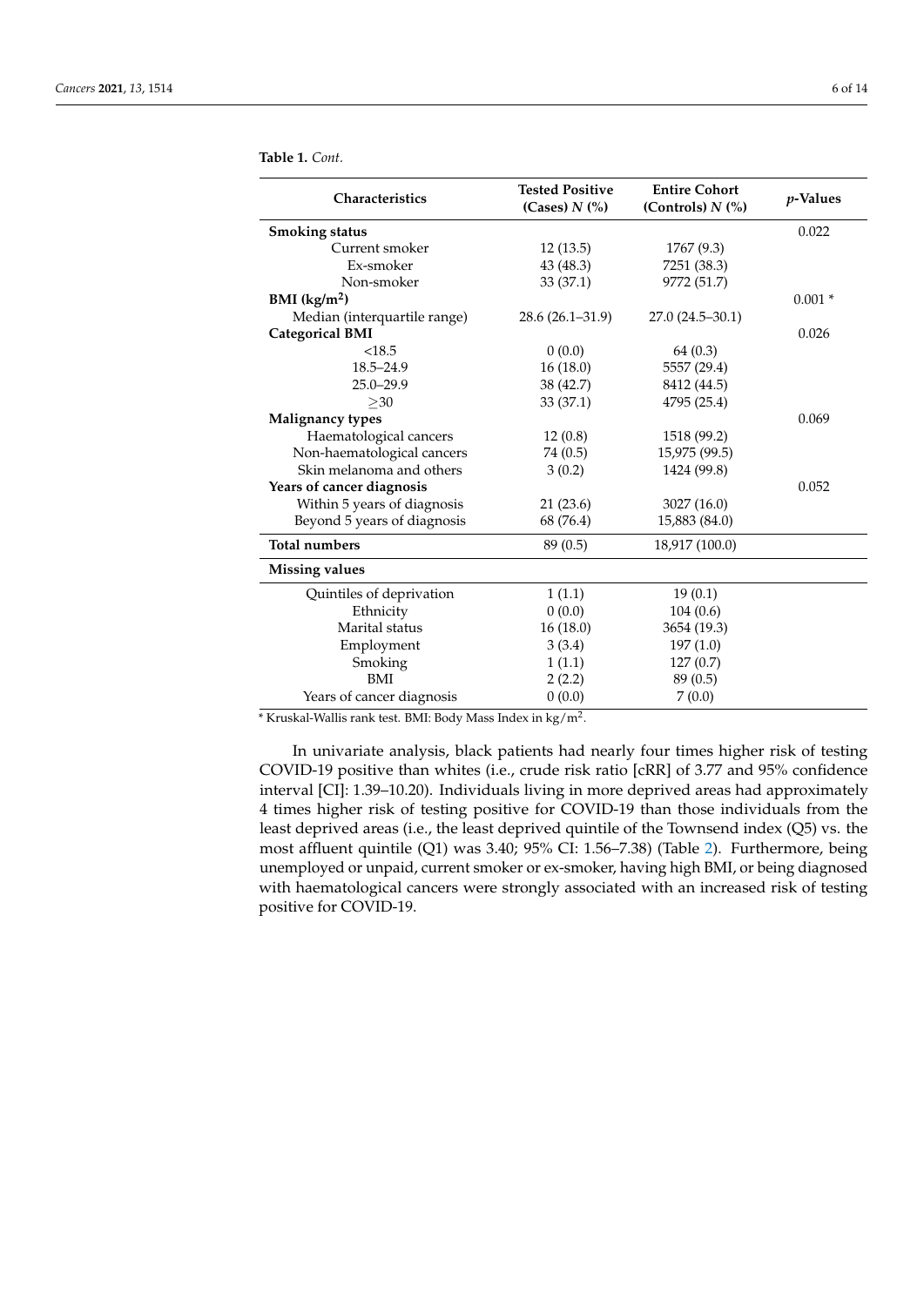**Table 1.** *Cont.*

| Characteristics | Tested Positive (Cases) $N$ (%) | Entire Cohort (Controls) $N$ (%) | $p$-Values |
|---|---|---|---|
| **Smoking status** | | | 0.022 |
| Current smoker | 12 (13.5) | 1767 (9.3) | |
| Ex-smoker | 43 (48.3) | 7251 (38.3) | |
| Non-smoker | 33 (37.1) | 9772 (51.7) | |
| **BMI (kg/m$^2$)** | | | 0.001 * |
| Median (interquartile range) | 28.6 (26.1–31.9) | 27.0 (24.5–30.1) | |
| **Categorical BMI** | | | 0.026 |
| <18.5 | 0 (0.0) | 64 (0.3) | |
| 18.5–24.9 | 16 (18.0) | 5557 (29.4) | |
| 25.0–29.9 | 38 (42.7) | 8412 (44.5) | |
| ≥30 | 33 (37.1) | 4795 (25.4) | |
| **Malignancy types** | | | 0.069 |
| Haematological cancers | 12 (0.8) | 1518 (99.2) | |
| Non-haematological cancers | 74 (0.5) | 15,975 (99.5) | |
| Skin melanoma and others | 3 (0.2) | 1424 (99.8) | |
| **Years of cancer diagnosis** | | | 0.052 |
| Within 5 years of diagnosis | 21 (23.6) | 3027 (16.0) | |
| Beyond 5 years of diagnosis | 68 (76.4) | 15,883 (84.0) | |
| **Total numbers** | 89 (0.5) | 18,917 (100.0) | |
| **Missing values** | | | |
| Quintiles of deprivation | 1 (1.1) | 19 (0.1) | |
| Ethnicity | 0 (0.0) | 104 (0.6) | |
| Marital status | 16 (18.0) | 3654 (19.3) | |
| Employment | 3 (3.4) | 197 (1.0) | |
| Smoking | 1 (1.1) | 127 (0.7) | |
| BMI | 2 (2.2) | 89 (0.5) | |
| Years of cancer diagnosis | 0 (0.0) | 7 (0.0) | |

* Kruskal-Wallis rank test. BMI: Body Mass Index in kg/m$^2$.

In univariate analysis, black patients had nearly four times higher risk of testing COVID-19 positive than whites (i.e., crude risk ratio [cRR] of 3.77 and 95% confidence interval [CI]: 1.39–10.20). Individuals living in more deprived areas had approximately 4 times higher risk of testing positive for COVID-19 than those individuals from the least deprived areas (i.e., the least deprived quintile of the Townsend index (Q5) vs. the most affluent quintile (Q1) was 3.40; 95% CI: 1.56–7.38) (Table 2). Furthermore, being unemployed or unpaid, current smoker or ex-smoker, having high BMI, or being diagnosed with haematological cancers were strongly associated with an increased risk of testing positive for COVID-19.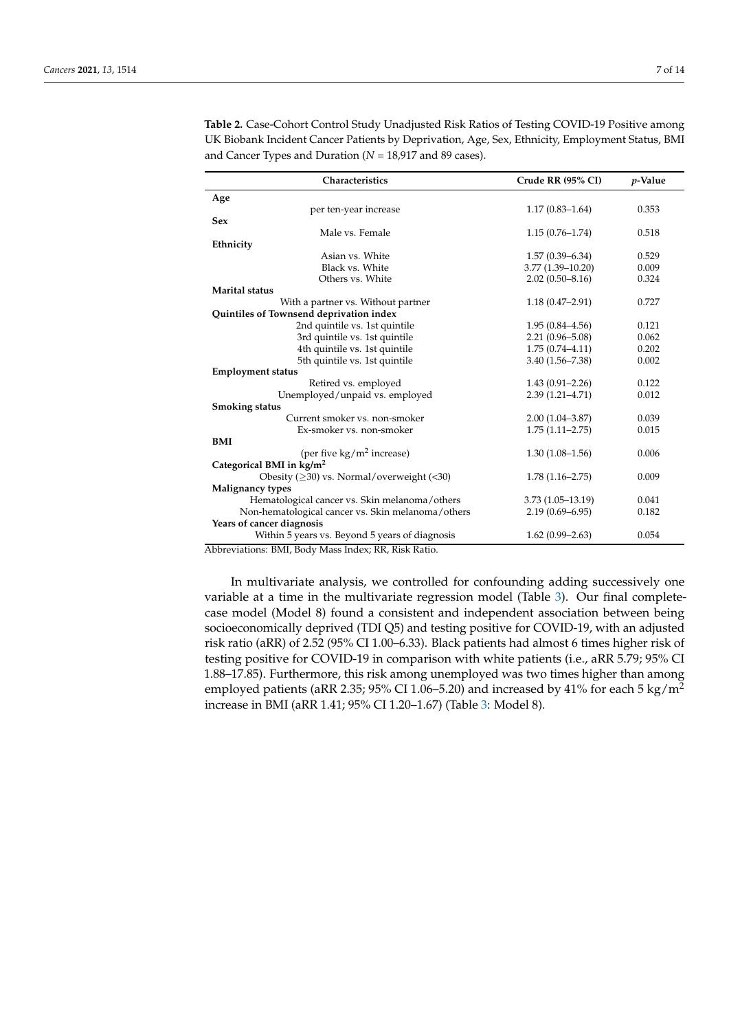**Table 2.** Case-Cohort Control Study Unadjusted Risk Ratios of Testing COVID-19 Positive among UK Biobank Incident Cancer Patients by Deprivation, Age, Sex, Ethnicity, Employment Status, BMI and Cancer Types and Duration ($N$ = 18,917 and 89 cases).

| Characteristics | Crude RR (95% CI) | *p*-Value |
|---|---|---|
| **Age** | | |
| per ten-year increase | 1.17 (0.83–1.64) | 0.353 |
| **Sex** | | |
| Male vs. Female | 1.15 (0.76–1.74) | 0.518 |
| **Ethnicity** | | |
| Asian vs. White | 1.57 (0.39–6.34) | 0.529 |
| Black vs. White | 3.77 (1.39–10.20) | 0.009 |
| Others vs. White | 2.02 (0.50–8.16) | 0.324 |
| **Marital status** | | |
| With a partner vs. Without partner | 1.18 (0.47–2.91) | 0.727 |
| **Quintiles of Townsend deprivation index** | | |
| 2nd quintile vs. 1st quintile | 1.95 (0.84–4.56) | 0.121 |
| 3rd quintile vs. 1st quintile | 2.21 (0.96–5.08) | 0.062 |
| 4th quintile vs. 1st quintile | 1.75 (0.74–4.11) | 0.202 |
| 5th quintile vs. 1st quintile | 3.40 (1.56–7.38) | 0.002 |
| **Employment status** | | |
| Retired vs. employed | 1.43 (0.91–2.26) | 0.122 |
| Unemployed/unpaid vs. employed | 2.39 (1.21–4.71) | 0.012 |
| **Smoking status** | | |
| Current smoker vs. non-smoker | 2.00 (1.04–3.87) | 0.039 |
| Ex-smoker vs. non-smoker | 1.75 (1.11–2.75) | 0.015 |
| **BMI** | | |
| (per five kg/m$^2$ increase) | 1.30 (1.08–1.56) | 0.006 |
| **Categorical BMI in kg/m$^2$** | | |
| Obesity ($\geq$30) vs. Normal/overweight (<30) | 1.78 (1.16–2.75) | 0.009 |
| **Malignancy types** | | |
| Hematological cancer vs. Skin melanoma/others | 3.73 (1.05–13.19) | 0.041 |
| Non-hematological cancer vs. Skin melanoma/others | 2.19 (0.69–6.95) | 0.182 |
| **Years of cancer diagnosis** | | |
| Within 5 years vs. Beyond 5 years of diagnosis | 1.62 (0.99–2.63) | 0.054 |

Abbreviations: BMI, Body Mass Index; RR, Risk Ratio.

In multivariate analysis, we controlled for confounding adding successively one variable at a time in the multivariate regression model (Table 3). Our final complete-case model (Model 8) found a consistent and independent association between being socioeconomically deprived (TDI Q5) and testing positive for COVID-19, with an adjusted risk ratio (aRR) of 2.52 (95% CI 1.00–6.33). Black patients had almost 6 times higher risk of testing positive for COVID-19 in comparison with white patients (i.e., aRR 5.79; 95% CI 1.88–17.85). Furthermore, this risk among unemployed was two times higher than among employed patients (aRR 2.35; 95% CI 1.06–5.20) and increased by 41% for each 5 kg/m$^2$ increase in BMI (aRR 1.41; 95% CI 1.20–1.67) (Table 3: Model 8).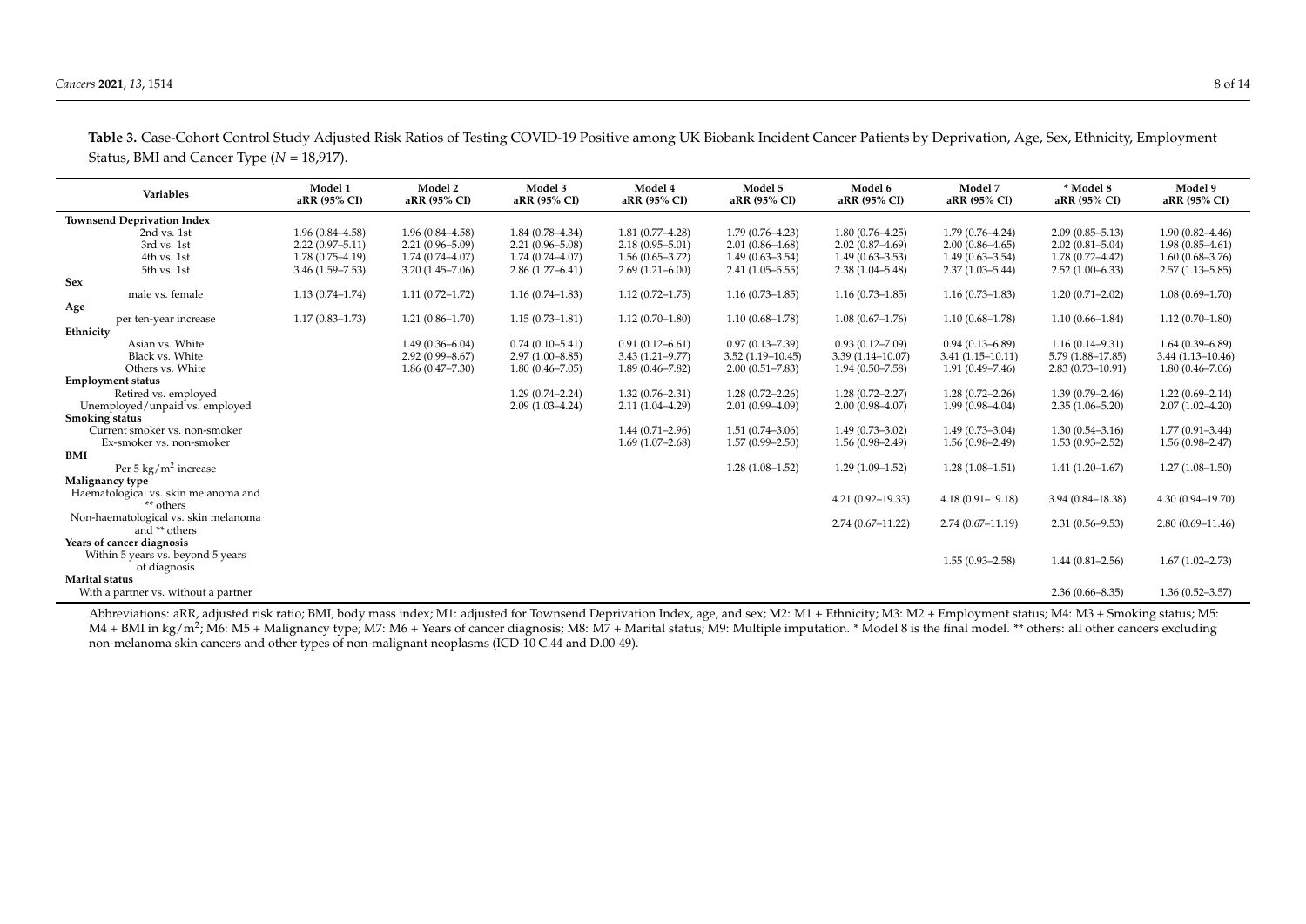**Table 3.** Case-Cohort Control Study Adjusted Risk Ratios of Testing COVID-19 Positive among UK Biobank Incident Cancer Patients by Deprivation, Age, Sex, Ethnicity, Employment Status, BMI and Cancer Type ($N$ = 18,917).

| Variables | Model 1 aRR (95% CI) | Model 2 aRR (95% CI) | Model 3 aRR (95% CI) | Model 4 aRR (95% CI) | Model 5 aRR (95% CI) | Model 6 aRR (95% CI) | Model 7 aRR (95% CI) | * Model 8 aRR (95% CI) | Model 9 aRR (95% CI) |
|---|---|---|---|---|---|---|---|---|---|
| **Townsend Deprivation Index** | | | | | | | | | |
| 2nd vs. 1st | 1.96 (0.84–4.58) | 1.96 (0.84–4.58) | 1.84 (0.78–4.34) | 1.81 (0.77–4.28) | 1.79 (0.76–4.23) | 1.80 (0.76–4.25) | 1.79 (0.76–4.24) | 2.09 (0.85–5.13) | 1.90 (0.82–4.46) |
| 3rd vs. 1st | 2.22 (0.97–5.11) | 2.21 (0.96–5.09) | 2.21 (0.96–5.08) | 2.18 (0.95–5.01) | 2.01 (0.86–4.68) | 2.02 (0.87–4.69) | 2.00 (0.86–4.65) | 2.02 (0.81–5.04) | 1.98 (0.85–4.61) |
| 4th vs. 1st | 1.78 (0.75–4.19) | 1.74 (0.74–4.07) | 1.74 (0.74–4.07) | 1.56 (0.65–3.72) | 1.49 (0.63–3.54) | 1.49 (0.63–3.53) | 1.49 (0.63–3.54) | 1.78 (0.72–4.42) | 1.60 (0.68–3.76) |
| 5th vs. 1st | 3.46 (1.59–7.53) | 3.20 (1.45–7.06) | 2.86 (1.27–6.41) | 2.69 (1.21–6.00) | 2.41 (1.05–5.55) | 2.38 (1.04–5.48) | 2.37 (1.03–5.44) | 2.52 (1.00–6.33) | 2.57 (1.13–5.85) |
| **Sex** | | | | | | | | | |
| male vs. female | 1.13 (0.74–1.74) | 1.11 (0.72–1.72) | 1.16 (0.74–1.83) | 1.12 (0.72–1.75) | 1.16 (0.73–1.85) | 1.16 (0.73–1.85) | 1.16 (0.73–1.83) | 1.20 (0.71–2.02) | 1.08 (0.69–1.70) |
| **Age** | | | | | | | | | |
| per ten-year increase | 1.17 (0.83–1.73) | 1.21 (0.86–1.70) | 1.15 (0.73–1.81) | 1.12 (0.70–1.80) | 1.10 (0.68–1.78) | 1.08 (0.67–1.76) | 1.10 (0.68–1.78) | 1.10 (0.66–1.84) | 1.12 (0.70–1.80) |
| **Ethnicity** | | | | | | | | | |
| Asian vs. White | | 1.49 (0.36–6.04) | 0.74 (0.10–5.41) | 0.91 (0.12–6.61) | 0.97 (0.13–7.39) | 0.93 (0.12–7.09) | 0.94 (0.13–6.89) | 1.16 (0.14–9.31) | 1.64 (0.39–6.89) |
| Black vs. White | | 2.92 (0.99–8.67) | 2.97 (1.00–8.85) | 3.43 (1.21–9.77) | 3.52 (1.19–10.45) | 3.39 (1.14–10.07) | 3.41 (1.15–10.11) | 5.79 (1.88–17.85) | 3.44 (1.13–10.46) |
| Others vs. White | | 1.86 (0.47–7.30) | 1.80 (0.46–7.05) | 1.89 (0.46–7.82) | 2.00 (0.51–7.83) | 1.94 (0.50–7.58) | 1.91 (0.49–7.46) | 2.83 (0.73–10.91) | 1.80 (0.46–7.06) |
| **Employment status** | | | | | | | | | |
| Retired vs. employed | | | 1.29 (0.74–2.24) | 1.32 (0.76–2.31) | 1.28 (0.72–2.26) | 1.28 (0.72–2.27) | 1.28 (0.72–2.26) | 1.39 (0.79–2.46) | 1.22 (0.69–2.14) |
| Unemployed/unpaid vs. employed | | | 2.09 (1.03–4.24) | 2.11 (1.04–4.29) | 2.01 (0.99–4.09) | 2.00 (0.98–4.07) | 1.99 (0.98–4.04) | 2.35 (1.06–5.20) | 2.07 (1.02–4.20) |
| **Smoking status** | | | | | | | | | |
| Current smoker vs. non-smoker | | | | 1.44 (0.71–2.96) | 1.51 (0.74–3.06) | 1.49 (0.73–3.02) | 1.49 (0.73–3.04) | 1.30 (0.54–3.16) | 1.77 (0.91–3.44) |
| Ex-smoker vs. non-smoker | | | | 1.69 (1.07–2.68) | 1.57 (0.99–2.50) | 1.56 (0.98–2.49) | 1.56 (0.98–2.49) | 1.53 (0.93–2.52) | 1.56 (0.98–2.47) |
| **BMI** | | | | | | | | | |
| Per 5 $kg/m^2$ increase | | | | | 1.28 (1.08–1.52) | 1.29 (1.09–1.52) | 1.28 (1.08–1.51) | 1.41 (1.20–1.67) | 1.27 (1.08–1.50) |
| **Malignancy type** | | | | | | | | | |
| Haematological vs. skin melanoma and ** others | | | | | | 4.21 (0.92–19.33) | 4.18 (0.91–19.18) | 3.94 (0.84–18.38) | 4.30 (0.94–19.70) |
| Non-haematological vs. skin melanoma and ** others | | | | | | 2.74 (0.67–11.22) | 2.74 (0.67–11.19) | 2.31 (0.56–9.53) | 2.80 (0.69–11.46) |
| **Years of cancer diagnosis** | | | | | | | | | |
| Within 5 years vs. beyond 5 years of diagnosis | | | | | | | 1.55 (0.93–2.58) | 1.44 (0.81–2.56) | 1.67 (1.02–2.73) |
| **Marital status** | | | | | | | | | |
| With a partner vs. without a partner | | | | | | | | 2.36 (0.66–8.35) | 1.36 (0.52–3.57) |

Abbreviations: aRR, adjusted risk ratio; BMI, body mass index; M1: adjusted for Townsend Deprivation Index, age, and sex; M2: M1 + Ethnicity; M3: M2 + Employment status; M4: M3 + Smoking status; M5: M4 + BMI in $kg/m^2$; M6: M5 + Malignancy type; M7: M6 + Years of cancer diagnosis; M8: M7 + Marital status; M9: Multiple imputation. * Model 8 is the final model. ** others: all other cancers excluding non-melanoma skin cancers and other types of non-malignant neoplasms (ICD-10 C.44 and D.00-49).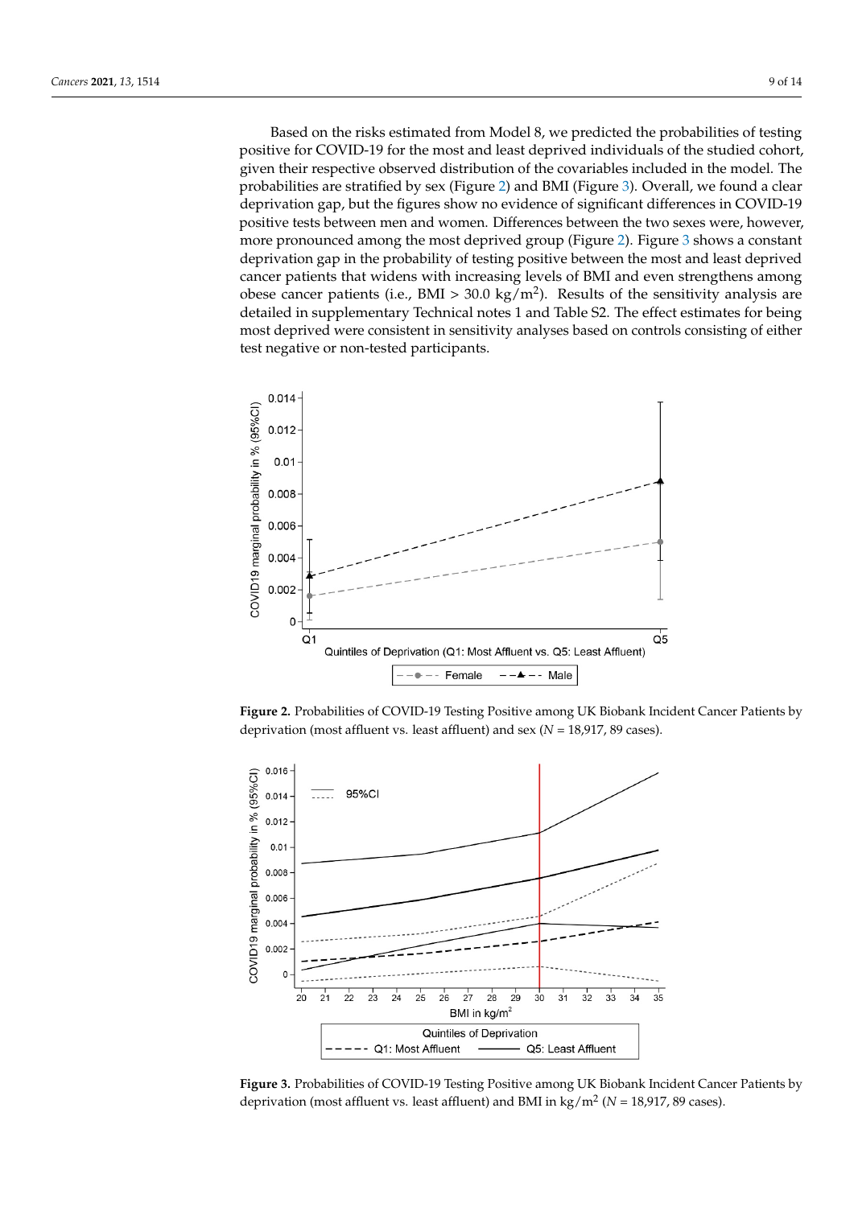Based on the risks estimated from Model 8, we predicted the probabilities of testing positive for COVID-19 for the most and least deprived individuals of the studied cohort, given their respective observed distribution of the covariables included in the model. The probabilities are stratified by sex (Figure 2) and BMI (Figure 3). Overall, we found a clear deprivation gap, but the figures show no evidence of significant differences in COVID-19 positive tests between men and women. Differences between the two sexes were, however, more pronounced among the most deprived group (Figure 2). Figure 3 shows a constant deprivation gap in the probability of testing positive between the most and least deprived cancer patients that widens with increasing levels of BMI and even strengthens among obese cancer patients (i.e., BMI > 30.0 kg/m$^2$). Results of the sensitivity analysis are detailed in supplementary Technical notes 1 and Table S2. The effect estimates for being most deprived were consistent in sensitivity analyses based on controls consisting of either test negative or non-tested participants.

**Figure 2.** Probabilities of COVID-19 Testing Positive among UK Biobank Incident Cancer Patients by deprivation (most affluent vs. least affluent) and sex ($N$ = 18,917, 89 cases).

**Figure 3.** Probabilities of COVID-19 Testing Positive among UK Biobank Incident Cancer Patients by deprivation (most affluent vs. least affluent) and BMI in kg/m$^2$ ($N$ = 18,917, 89 cases).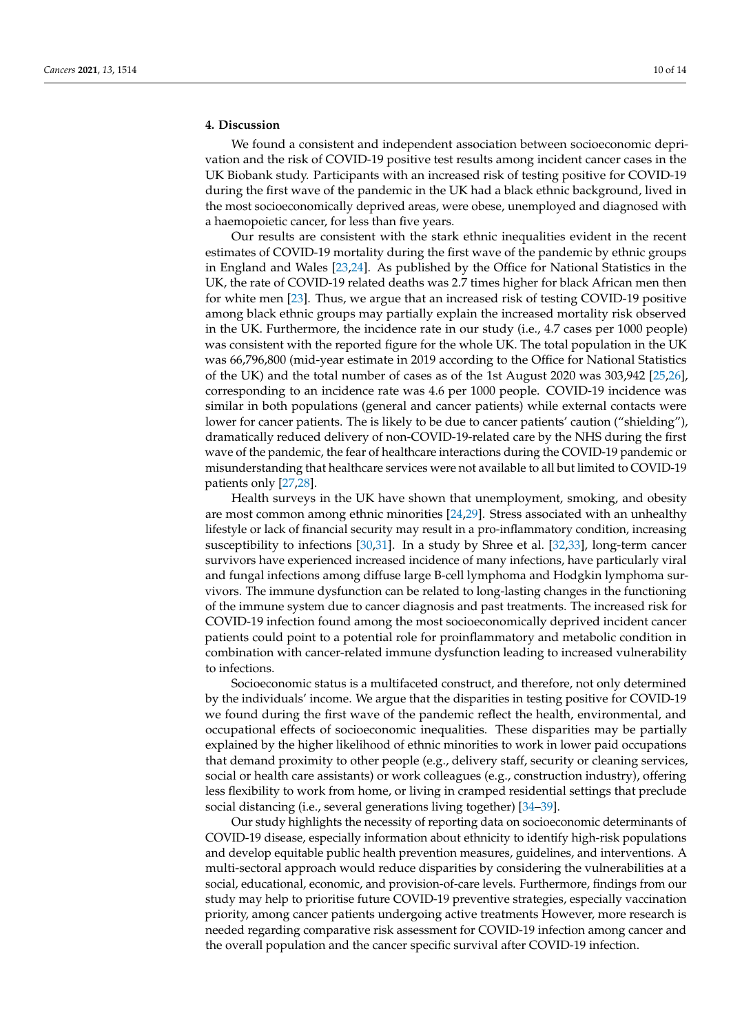## 4. Discussion

We found a consistent and independent association between socioeconomic deprivation and the risk of COVID-19 positive test results among incident cancer cases in the UK Biobank study. Participants with an increased risk of testing positive for COVID-19 during the first wave of the pandemic in the UK had a black ethnic background, lived in the most socioeconomically deprived areas, were obese, unemployed and diagnosed with a haemopoietic cancer, for less than five years.

Our results are consistent with the stark ethnic inequalities evident in the recent estimates of COVID-19 mortality during the first wave of the pandemic by ethnic groups in England and Wales [23,24]. As published by the Office for National Statistics in the UK, the rate of COVID-19 related deaths was 2.7 times higher for black African men then for white men [23]. Thus, we argue that an increased risk of testing COVID-19 positive among black ethnic groups may partially explain the increased mortality risk observed in the UK. Furthermore, the incidence rate in our study (i.e., 4.7 cases per 1000 people) was consistent with the reported figure for the whole UK. The total population in the UK was 66,796,800 (mid-year estimate in 2019 according to the Office for National Statistics of the UK) and the total number of cases as of the 1st August 2020 was 303,942 [25,26], corresponding to an incidence rate was 4.6 per 1000 people. COVID-19 incidence was similar in both populations (general and cancer patients) while external contacts were lower for cancer patients. The is likely to be due to cancer patients' caution ("shielding"), dramatically reduced delivery of non-COVID-19-related care by the NHS during the first wave of the pandemic, the fear of healthcare interactions during the COVID-19 pandemic or misunderstanding that healthcare services were not available to all but limited to COVID-19 patients only [27,28].

Health surveys in the UK have shown that unemployment, smoking, and obesity are most common among ethnic minorities [24,29]. Stress associated with an unhealthy lifestyle or lack of financial security may result in a pro-inflammatory condition, increasing susceptibility to infections [30,31]. In a study by Shree et al. [32,33], long-term cancer survivors have experienced increased incidence of many infections, have particularly viral and fungal infections among diffuse large B-cell lymphoma and Hodgkin lymphoma survivors. The immune dysfunction can be related to long-lasting changes in the functioning of the immune system due to cancer diagnosis and past treatments. The increased risk for COVID-19 infection found among the most socioeconomically deprived incident cancer patients could point to a potential role for proinflammatory and metabolic condition in combination with cancer-related immune dysfunction leading to increased vulnerability to infections.

Socioeconomic status is a multifaceted construct, and therefore, not only determined by the individuals' income. We argue that the disparities in testing positive for COVID-19 we found during the first wave of the pandemic reflect the health, environmental, and occupational effects of socioeconomic inequalities. These disparities may be partially explained by the higher likelihood of ethnic minorities to work in lower paid occupations that demand proximity to other people (e.g., delivery staff, security or cleaning services, social or health care assistants) or work colleagues (e.g., construction industry), offering less flexibility to work from home, or living in cramped residential settings that preclude social distancing (i.e., several generations living together) [34–39].

Our study highlights the necessity of reporting data on socioeconomic determinants of COVID-19 disease, especially information about ethnicity to identify high-risk populations and develop equitable public health prevention measures, guidelines, and interventions. A multi-sectoral approach would reduce disparities by considering the vulnerabilities at a social, educational, economic, and provision-of-care levels. Furthermore, findings from our study may help to prioritise future COVID-19 preventive strategies, especially vaccination priority, among cancer patients undergoing active treatments However, more research is needed regarding comparative risk assessment for COVID-19 infection among cancer and the overall population and the cancer specific survival after COVID-19 infection.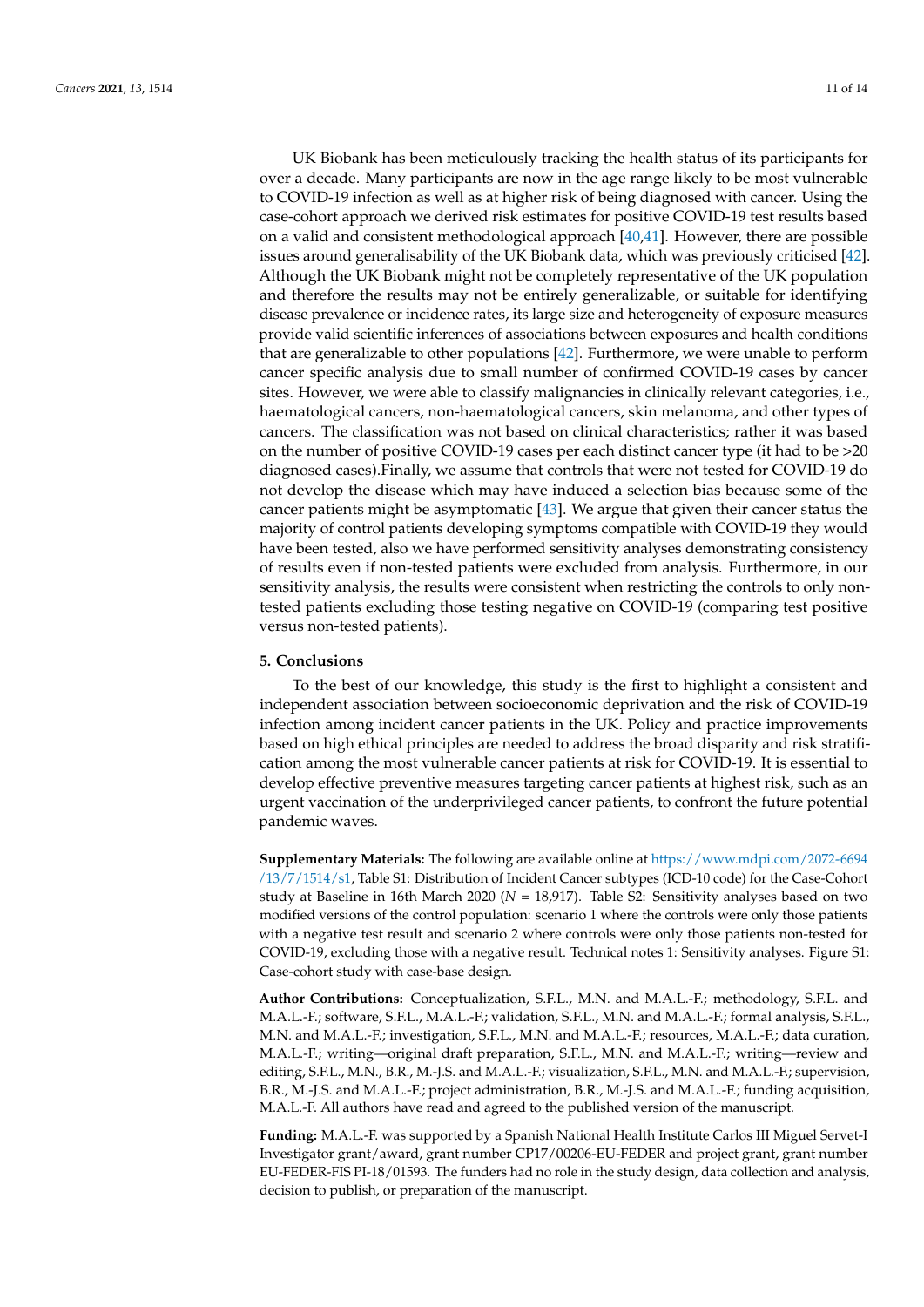UK Biobank has been meticulously tracking the health status of its participants for over a decade. Many participants are now in the age range likely to be most vulnerable to COVID-19 infection as well as at higher risk of being diagnosed with cancer. Using the case-cohort approach we derived risk estimates for positive COVID-19 test results based on a valid and consistent methodological approach [40,41]. However, there are possible issues around generalisability of the UK Biobank data, which was previously criticised [42]. Although the UK Biobank might not be completely representative of the UK population and therefore the results may not be entirely generalizable, or suitable for identifying disease prevalence or incidence rates, its large size and heterogeneity of exposure measures provide valid scientific inferences of associations between exposures and health conditions that are generalizable to other populations [42]. Furthermore, we were unable to perform cancer specific analysis due to small number of confirmed COVID-19 cases by cancer sites. However, we were able to classify malignancies in clinically relevant categories, i.e., haematological cancers, non-haematological cancers, skin melanoma, and other types of cancers. The classification was not based on clinical characteristics; rather it was based on the number of positive COVID-19 cases per each distinct cancer type (it had to be >20 diagnosed cases).Finally, we assume that controls that were not tested for COVID-19 do not develop the disease which may have induced a selection bias because some of the cancer patients might be asymptomatic [43]. We argue that given their cancer status the majority of control patients developing symptoms compatible with COVID-19 they would have been tested, also we have performed sensitivity analyses demonstrating consistency of results even if non-tested patients were excluded from analysis. Furthermore, in our sensitivity analysis, the results were consistent when restricting the controls to only non-tested patients excluding those testing negative on COVID-19 (comparing test positive versus non-tested patients).

## 5. Conclusions

To the best of our knowledge, this study is the first to highlight a consistent and independent association between socioeconomic deprivation and the risk of COVID-19 infection among incident cancer patients in the UK. Policy and practice improvements based on high ethical principles are needed to address the broad disparity and risk stratification among the most vulnerable cancer patients at risk for COVID-19. It is essential to develop effective preventive measures targeting cancer patients at highest risk, such as an urgent vaccination of the underprivileged cancer patients, to confront the future potential pandemic waves.

**Supplementary Materials:** The following are available online at https://www.mdpi.com/2072-6694/13/7/1514/s1, Table S1: Distribution of Incident Cancer subtypes (ICD-10 code) for the Case-Cohort study at Baseline in 16th March 2020 (*N* = 18,917). Table S2: Sensitivity analyses based on two modified versions of the control population: scenario 1 where the controls were only those patients with a negative test result and scenario 2 where controls were only those patients non-tested for COVID-19, excluding those with a negative result. Technical notes 1: Sensitivity analyses. Figure S1: Case-cohort study with case-base design.

**Author Contributions:** Conceptualization, S.F.L., M.N. and M.A.L.-F.; methodology, S.F.L. and M.A.L.-F.; software, S.F.L., M.A.L.-F.; validation, S.F.L., M.N. and M.A.L.-F.; formal analysis, S.F.L., M.N. and M.A.L.-F.; investigation, S.F.L., M.N. and M.A.L.-F.; resources, M.A.L.-F.; data curation, M.A.L.-F.; writing—original draft preparation, S.F.L., M.N. and M.A.L.-F.; writing—review and editing, S.F.L., M.N., B.R., M.-J.S. and M.A.L.-F.; visualization, S.F.L., M.N. and M.A.L.-F.; supervision, B.R., M.-J.S. and M.A.L.-F.; project administration, B.R., M.-J.S. and M.A.L.-F.; funding acquisition, M.A.L.-F. All authors have read and agreed to the published version of the manuscript.

**Funding:** M.A.L.-F. was supported by a Spanish National Health Institute Carlos III Miguel Servet-I Investigator grant/award, grant number CP17/00206-EU-FEDER and project grant, grant number EU-FEDER-FIS PI-18/01593. The funders had no role in the study design, data collection and analysis, decision to publish, or preparation of the manuscript.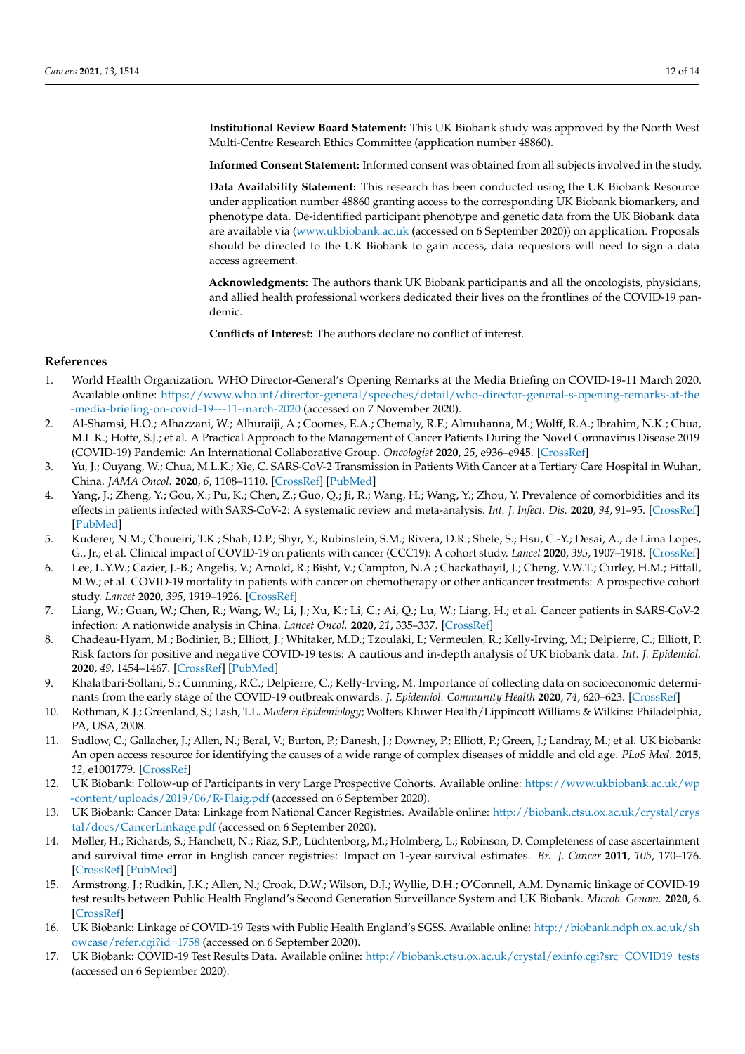**Institutional Review Board Statement:** This UK Biobank study was approved by the North West Multi-Centre Research Ethics Committee (application number 48860).

**Informed Consent Statement:** Informed consent was obtained from all subjects involved in the study.

**Data Availability Statement:** This research has been conducted using the UK Biobank Resource under application number 48860 granting access to the corresponding UK Biobank biomarkers, and phenotype data. De-identified participant phenotype and genetic data from the UK Biobank data are available via (www.ukbiobank.ac.uk (accessed on 6 September 2020)) on application. Proposals should be directed to the UK Biobank to gain access, data requestors will need to sign a data access agreement.

**Acknowledgments:** The authors thank UK Biobank participants and all the oncologists, physicians, and allied health professional workers dedicated their lives on the frontlines of the COVID-19 pandemic.

**Conflicts of Interest:** The authors declare no conflict of interest.

## References

1. World Health Organization. WHO Director-General's Opening Remarks at the Media Briefing on COVID-19-11 March 2020. Available online: https://www.who.int/director-general/speeches/detail/who-director-general-s-opening-remarks-at-the-media-briefing-on-covid-19---11-march-2020 (accessed on 7 November 2020).
2. Al-Shamsi, H.O.; Alhazzani, W.; Alhuraiji, A.; Coomes, E.A.; Chemaly, R.F.; Almuhanna, M.; Wolff, R.A.; Ibrahim, N.K.; Chua, M.L.K.; Hotte, S.J.; et al. A Practical Approach to the Management of Cancer Patients During the Novel Coronavirus Disease 2019 (COVID-19) Pandemic: An International Collaborative Group. *Oncologist* **2020**, *25*, e936–e945. [CrossRef]
3. Yu, J.; Ouyang, W.; Chua, M.L.K.; Xie, C. SARS-CoV-2 Transmission in Patients With Cancer at a Tertiary Care Hospital in Wuhan, China. *JAMA Oncol.* **2020**, *6*, 1108–1110. [CrossRef] [PubMed]
4. Yang, J.; Zheng, Y.; Gou, X.; Pu, K.; Chen, Z.; Guo, Q.; Ji, R.; Wang, H.; Wang, Y.; Zhou, Y. Prevalence of comorbidities and its effects in patients infected with SARS-CoV-2: A systematic review and meta-analysis. *Int. J. Infect. Dis.* **2020**, *94*, 91–95. [CrossRef] [PubMed]
5. Kuderer, N.M.; Choueiri, T.K.; Shah, D.P.; Shyr, Y.; Rubinstein, S.M.; Rivera, D.R.; Shete, S.; Hsu, C.-Y.; Desai, A.; de Lima Lopes, G., Jr.; et al. Clinical impact of COVID-19 on patients with cancer (CCC19): A cohort study. *Lancet* **2020**, *395*, 1907–1918. [CrossRef]
6. Lee, L.Y.W.; Cazier, J.-B.; Angelis, V.; Arnold, R.; Bisht, V.; Campton, N.A.; Chackathayil, J.; Cheng, V.W.T.; Curley, H.M.; Fittall, M.W.; et al. COVID-19 mortality in patients with cancer on chemotherapy or other anticancer treatments: A prospective cohort study. *Lancet* **2020**, *395*, 1919–1926. [CrossRef]
7. Liang, W.; Guan, W.; Chen, R.; Wang, W.; Li, J.; Xu, K.; Li, C.; Ai, Q.; Lu, W.; Liang, H.; et al. Cancer patients in SARS-CoV-2 infection: A nationwide analysis in China. *Lancet Oncol.* **2020**, *21*, 335–337. [CrossRef]
8. Chadeau-Hyam, M.; Bodinier, B.; Elliott, J.; Whitaker, M.D.; Tzoulaki, I.; Vermeulen, R.; Kelly-Irving, M.; Delpierre, C.; Elliott, P. Risk factors for positive and negative COVID-19 tests: A cautious and in-depth analysis of UK biobank data. *Int. J. Epidemiol.* **2020**, *49*, 1454–1467. [CrossRef] [PubMed]
9. Khalatbari-Soltani, S.; Cumming, R.C.; Delpierre, C.; Kelly-Irving, M. Importance of collecting data on socioeconomic determinants from the early stage of the COVID-19 outbreak onwards. *J. Epidemiol. Community Health* **2020**, *74*, 620–623. [CrossRef]
10. Rothman, K.J.; Greenland, S.; Lash, T.L. *Modern Epidemiology*; Wolters Kluwer Health/Lippincott Williams & Wilkins: Philadelphia, PA, USA, 2008.
11. Sudlow, C.; Gallacher, J.; Allen, N.; Beral, V.; Burton, P.; Danesh, J.; Downey, P.; Elliott, P.; Green, J.; Landray, M.; et al. UK biobank: An open access resource for identifying the causes of a wide range of complex diseases of middle and old age. *PLoS Med.* **2015**, *12*, e1001779. [CrossRef]
12. UK Biobank: Follow-up of Participants in very Large Prospective Cohorts. Available online: https://www.ukbiobank.ac.uk/wp-content/uploads/2019/06/R-Flaig.pdf (accessed on 6 September 2020).
13. UK Biobank: Cancer Data: Linkage from National Cancer Registries. Available online: http://biobank.ctsu.ox.ac.uk/crystal/crystal/docs/CancerLinkage.pdf (accessed on 6 September 2020).
14. Møller, H.; Richards, S.; Hanchett, N.; Riaz, S.P.; Lüchtenborg, M.; Holmberg, L.; Robinson, D. Completeness of case ascertainment and survival time error in English cancer registries: Impact on 1-year survival estimates. *Br. J. Cancer* **2011**, *105*, 170–176. [CrossRef] [PubMed]
15. Armstrong, J.; Rudkin, J.K.; Allen, N.; Crook, D.W.; Wilson, D.J.; Wyllie, D.H.; O'Connell, A.M. Dynamic linkage of COVID-19 test results between Public Health England's Second Generation Surveillance System and UK Biobank. *Microb. Genom.* **2020**, 6. [CrossRef]
16. UK Biobank: Linkage of COVID-19 Tests with Public Health England's SGSS. Available online: http://biobank.ndph.ox.ac.uk/showcase/refer.cgi?id=1758 (accessed on 6 September 2020).
17. UK Biobank: COVID-19 Test Results Data. Available online: http://biobank.ctsu.ox.ac.uk/crystal/exinfo.cgi?src=COVID19_tests (accessed on 6 September 2020).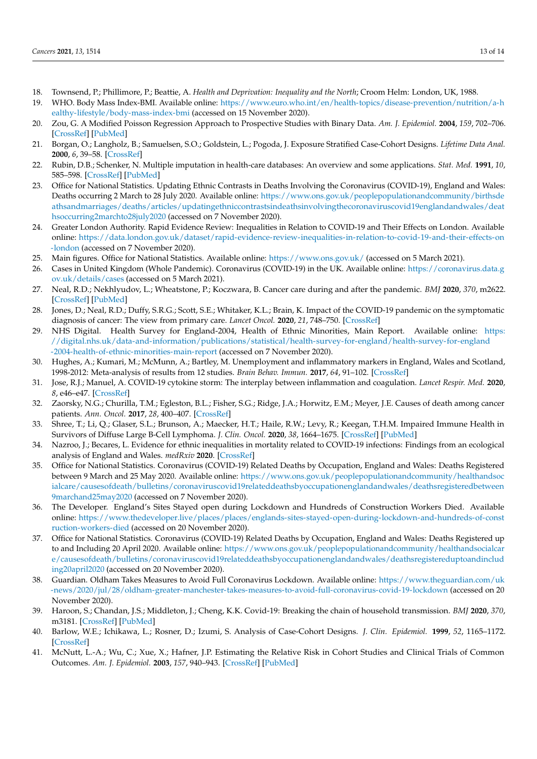18. Townsend, P.; Phillimore, P.; Beattie, A. *Health and Deprivation: Inequality and the North*; Croom Helm: London, UK, 1988.
19. WHO. Body Mass Index-BMI. Available online: https://www.euro.who.int/en/health-topics/disease-prevention/nutrition/a-healthy-lifestyle/body-mass-index-bmi (accessed on 15 November 2020).
20. Zou, G. A Modified Poisson Regression Approach to Prospective Studies with Binary Data. *Am. J. Epidemiol.* **2004**, *159*, 702–706. [CrossRef] [PubMed]
21. Borgan, O.; Langholz, B.; Samuelsen, S.O.; Goldstein, L.; Pogoda, J. Exposure Stratified Case-Cohort Designs. *Lifetime Data Anal.* **2000**, *6*, 39–58. [CrossRef]
22. Rubin, D.B.; Schenker, N. Multiple imputation in health-care databases: An overview and some applications. *Stat. Med.* **1991**, *10*, 585–598. [CrossRef] [PubMed]
23. Office for National Statistics. Updating Ethnic Contrasts in Deaths Involving the Coronavirus (COVID-19), England and Wales: Deaths occurring 2 March to 28 July 2020. Available online: https://www.ons.gov.uk/peoplepopulationandcommunity/birthsdeathsandmarriages/deaths/articles/updatingethniccontrastsindeathsinvolvingthecoronaviruscovid19englandandwales/deathsoccurring2marchto28july2020 (accessed on 7 November 2020).
24. Greater London Authority. Rapid Evidence Review: Inequalities in Relation to COVID-19 and Their Effects on London. Available online: https://data.london.gov.uk/dataset/rapid-evidence-review-inequalities-in-relation-to-covid-19-and-their-effects-on-london (accessed on 7 November 2020).
25. Main figures. Office for National Statistics. Available online: https://www.ons.gov.uk/ (accessed on 5 March 2021).
26. Cases in United Kingdom (Whole Pandemic). Coronavirus (COVID-19) in the UK. Available online: https://coronavirus.data.gov.uk/details/cases (accessed on 5 March 2021).
27. Neal, R.D.; Nekhlyudov, L.; Wheatstone, P.; Koczwara, B. Cancer care during and after the pandemic. *BMJ* **2020**, *370*, m2622. [CrossRef] [PubMed]
28. Jones, D.; Neal, R.D.; Duffy, S.R.G.; Scott, S.E.; Whitaker, K.L.; Brain, K. Impact of the COVID-19 pandemic on the symptomatic diagnosis of cancer: The view from primary care. *Lancet Oncol.* **2020**, *21*, 748–750. [CrossRef]
29. NHS Digital. Health Survey for England-2004, Health of Ethnic Minorities, Main Report. Available online: https://digital.nhs.uk/data-and-information/publications/statistical/health-survey-for-england/health-survey-for-england-2004-health-of-ethnic-minorities-main-report (accessed on 7 November 2020).
30. Hughes, A.; Kumari, M.; McMunn, A.; Bartley, M. Unemployment and inflammatory markers in England, Wales and Scotland, 1998-2012: Meta-analysis of results from 12 studies. *Brain Behav. Immun.* **2017**, *64*, 91–102. [CrossRef]
31. Jose, R.J.; Manuel, A. COVID-19 cytokine storm: The interplay between inflammation and coagulation. *Lancet Respir. Med.* **2020**, *8*, e46–e47. [CrossRef]
32. Zaorsky, N.G.; Churilla, T.M.; Egleston, B.L.; Fisher, S.G.; Ridge, J.A.; Horwitz, E.M.; Meyer, J.E. Causes of death among cancer patients. *Ann. Oncol.* **2017**, *28*, 400–407. [CrossRef]
33. Shree, T.; Li, Q.; Glaser, S.L.; Brunson, A.; Maecker, H.T.; Haile, R.W.; Levy, R.; Keegan, T.H.M. Impaired Immune Health in Survivors of Diffuse Large B-Cell Lymphoma. *J. Clin. Oncol.* **2020**, *38*, 1664–1675. [CrossRef] [PubMed]
34. Nazroo, J.; Becares, L. Evidence for ethnic inequalities in mortality related to COVID-19 infections: Findings from an ecological analysis of England and Wales. *medRxiv* **2020**. [CrossRef]
35. Office for National Statistics. Coronavirus (COVID-19) Related Deaths by Occupation, England and Wales: Deaths Registered between 9 March and 25 May 2020. Available online: https://www.ons.gov.uk/peoplepopulationandcommunity/healthandsocialcare/causesofdeath/bulletins/coronaviruscovid19relateddeathsbyoccupationenglandandwales/deathsregisteredbetween9marchand25may2020 (accessed on 7 November 2020).
36. The Developer. England's Sites Stayed open during Lockdown and Hundreds of Construction Workers Died. Available online: https://www.thedeveloper.live/places/places/englands-sites-stayed-open-during-lockdown-and-hundreds-of-construction-workers-died (accessed on 20 November 2020).
37. Office for National Statistics. Coronavirus (COVID-19) Related Deaths by Occupation, England and Wales: Deaths Registered up to and Including 20 April 2020. Available online: https://www.ons.gov.uk/peoplepopulationandcommunity/healthandsocialcare/causesofdeath/bulletins/coronaviruscovid19relateddeathsbyoccupationenglandandwales/deathsregistereduptoandincluding20april2020 (accessed on 20 November 2020).
38. Guardian. Oldham Takes Measures to Avoid Full Coronavirus Lockdown. Available online: https://www.theguardian.com/uk-news/2020/jul/28/oldham-greater-manchester-takes-measures-to-avoid-full-coronavirus-covid-19-lockdown (accessed on 20 November 2020).
39. Haroon, S.; Chandan, J.S.; Middleton, J.; Cheng, K.K. Covid-19: Breaking the chain of household transmission. *BMJ* **2020**, *370*, m3181. [CrossRef] [PubMed]
40. Barlow, W.E.; Ichikawa, L.; Rosner, D.; Izumi, S. Analysis of Case-Cohort Designs. *J. Clin. Epidemiol.* **1999**, *52*, 1165–1172. [CrossRef]
41. McNutt, L.-A.; Wu, C.; Xue, X.; Hafner, J.P. Estimating the Relative Risk in Cohort Studies and Clinical Trials of Common Outcomes. *Am. J. Epidemiol.* **2003**, *157*, 940–943. [CrossRef] [PubMed]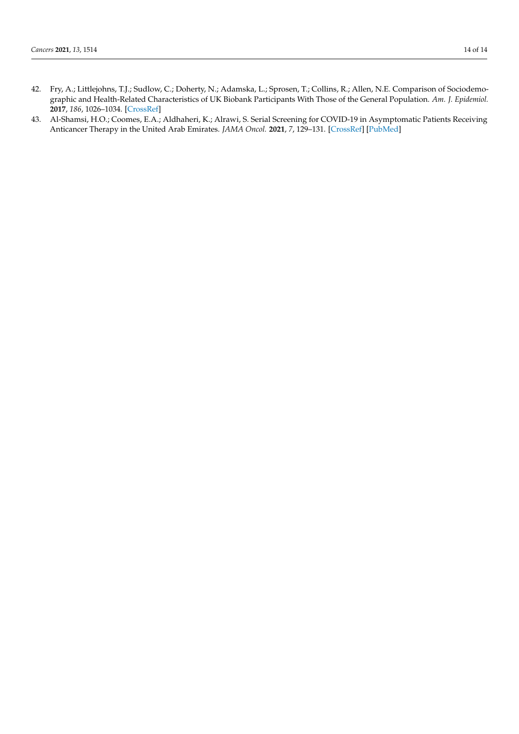42. Fry, A.; Littlejohns, T.J.; Sudlow, C.; Doherty, N.; Adamska, L.; Sprosen, T.; Collins, R.; Allen, N.E. Comparison of Sociodemographic and Health-Related Characteristics of UK Biobank Participants With Those of the General Population. *Am. J. Epidemiol.* **2017**, *186*, 1026–1034. [CrossRef]
43. Al-Shamsi, H.O.; Coomes, E.A.; Aldhaheri, K.; Alrawi, S. Serial Screening for COVID-19 in Asymptomatic Patients Receiving Anticancer Therapy in the United Arab Emirates. *JAMA Oncol.* **2021**, *7*, 129–131. [CrossRef] [PubMed]